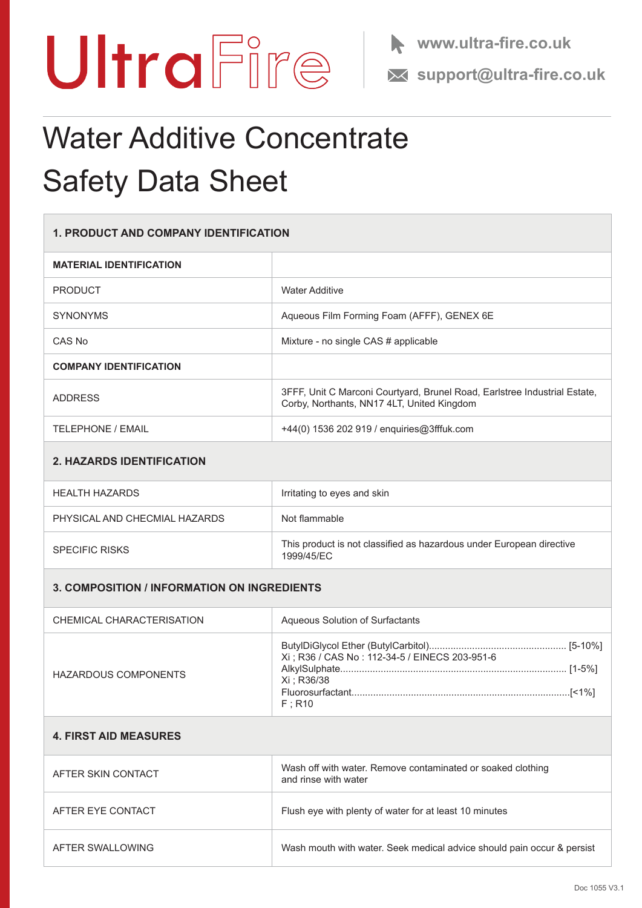# UltraFire

www.ultra-fire.co.uk

support@ultra-fire.co.uk

# Water Additive Concentrate Safety Data Sheet

| **1. PRODUCT AND COMPANY IDENTIFICATION** | |
|---|---|
| **MATERIAL IDENTIFICATION** | |
| PRODUCT | Water Additive |
| SYNONYMS | Aqueous Film Forming Foam (AFFF), GENEX 6E |
| CAS No | Mixture - no single CAS # applicable |
| **COMPANY IDENTIFICATION** | |
| ADDRESS | 3FFF, Unit C Marconi Courtyard, Brunel Road, Earlstree Industrial Estate, Corby, Northants, NN17 4LT, United Kingdom |
| TELEPHONE / EMAIL | +44(0) 1536 202 919 / enquiries@3fffuk.com |
| **2. HAZARDS IDENTIFICATION** | |
| HEALTH HAZARDS | Irritating to eyes and skin |
| PHYSICAL AND CHECMIAL HAZARDS | Not flammable |
| SPECIFIC RISKS | This product is not classified as hazardous under European directive 1999/45/EC |
| **3. COMPOSITION / INFORMATION ON INGREDIENTS** | |
| CHEMICAL CHARACTERISATION | Aqueous Solution of Surfactants |
| HAZARDOUS COMPONENTS | ButylDiGlycol Ether (ButylCarbitol).................................................. [5-10%]<br>Xi ; R36 / CAS No : 112-34-5 / EINECS 203-951-6<br>AlkylSulphate.................................................................................. [1-5%]<br>Xi ; R36/38<br>Fluorosurfactant...............................................................................[<1%]<br>F ; R10 |
| **4. FIRST AID MEASURES** | |
| AFTER SKIN CONTACT | Wash off with water. Remove contaminated or soaked clothing and rinse with water |
| AFTER EYE CONTACT | Flush eye with plenty of water for at least 10 minutes |
| AFTER SWALLOWING | Wash mouth with water. Seek medical advice should pain occur & persist |

Doc 1055 V3.1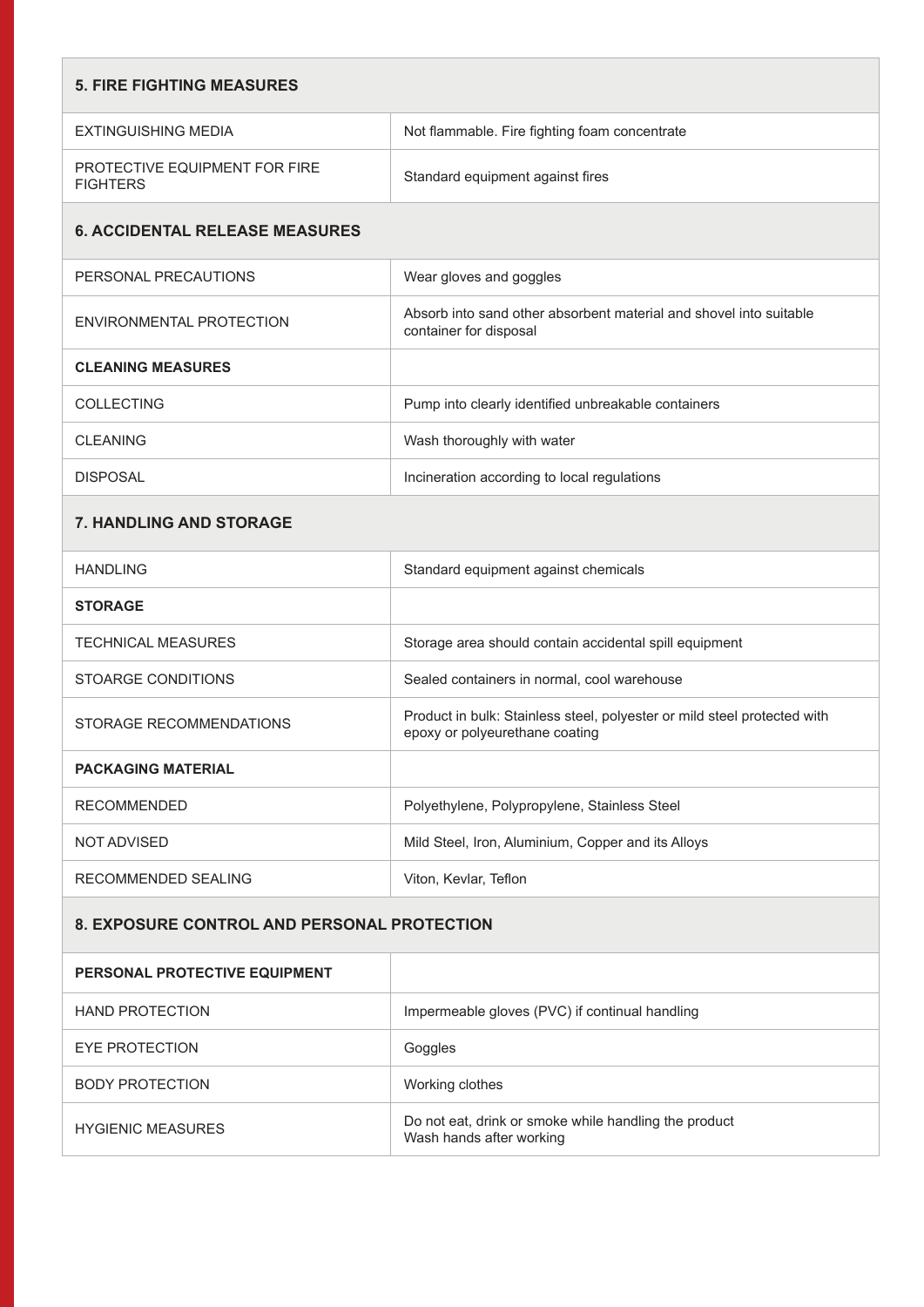## 5. FIRE FIGHTING MEASURES

| | |
|---|---|
| EXTINGUISHING MEDIA | Not flammable. Fire fighting foam concentrate |
| PROTECTIVE EQUIPMENT FOR FIRE FIGHTERS | Standard equipment against fires |

## 6. ACCIDENTAL RELEASE MEASURES

| | |
|---|---|
| PERSONAL PRECAUTIONS | Wear gloves and goggles |
| ENVIRONMENTAL PROTECTION | Absorb into sand other absorbent material and shovel into suitable container for disposal |
| **CLEANING MEASURES** | |
| COLLECTING | Pump into clearly identified unbreakable containers |
| CLEANING | Wash thoroughly with water |
| DISPOSAL | Incineration according to local regulations |

## 7. HANDLING AND STORAGE

| | |
|---|---|
| HANDLING | Standard equipment against chemicals |
| **STORAGE** | |
| TECHNICAL MEASURES | Storage area should contain accidental spill equipment |
| STOARGE CONDITIONS | Sealed containers in normal, cool warehouse |
| STORAGE RECOMMENDATIONS | Product in bulk: Stainless steel, polyester or mild steel protected with epoxy or polyeurethane coating |
| **PACKAGING MATERIAL** | |
| RECOMMENDED | Polyethylene, Polypropylene, Stainless Steel |
| NOT ADVISED | Mild Steel, Iron, Aluminium, Copper and its Alloys |
| RECOMMENDED SEALING | Viton, Kevlar, Teflon |

## 8. EXPOSURE CONTROL AND PERSONAL PROTECTION

| | |
|---|---|
| **PERSONAL PROTECTIVE EQUIPMENT** | |
| HAND PROTECTION | Impermeable gloves (PVC) if continual handling |
| EYE PROTECTION | Goggles |
| BODY PROTECTION | Working clothes |
| HYGIENIC MEASURES | Do not eat, drink or smoke while handling the product<br>Wash hands after working |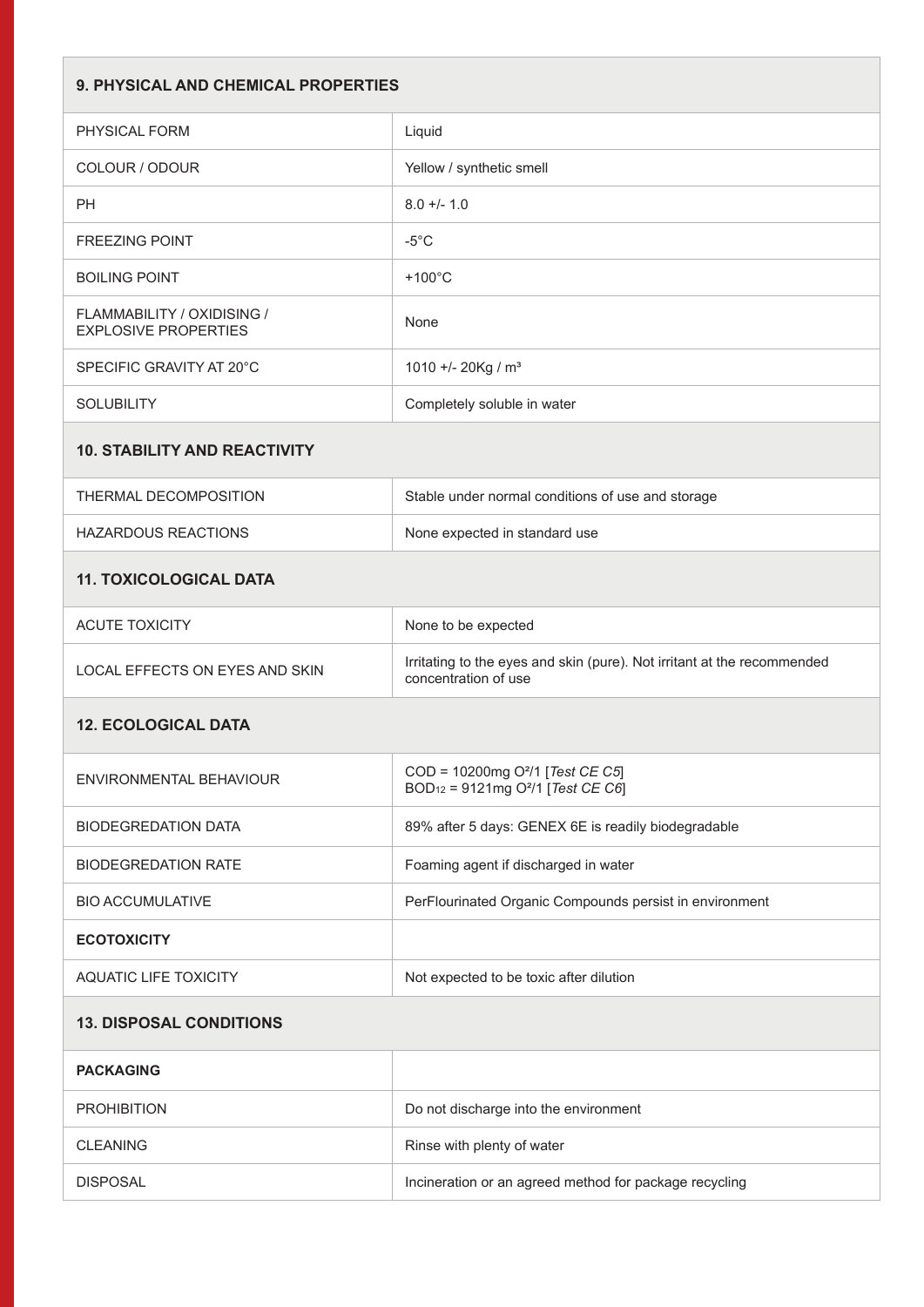| 9. PHYSICAL AND CHEMICAL PROPERTIES | |
|---|---|
| PHYSICAL FORM | Liquid |
| COLOUR / ODOUR | Yellow / synthetic smell |
| PH | 8.0 +/- 1.0 |
| FREEZING POINT | -5°C |
| BOILING POINT | +100°C |
| FLAMMABILITY / OXIDISING / EXPLOSIVE PROPERTIES | None |
| SPECIFIC GRAVITY AT 20°C | 1010 +/- 20Kg / $m^3$ |
| SOLUBILITY | Completely soluble in water |
| **10. STABILITY AND REACTIVITY** | |
| THERMAL DECOMPOSITION | Stable under normal conditions of use and storage |
| HAZARDOUS REACTIONS | None expected in standard use |
| **11. TOXICOLOGICAL DATA** | |
| ACUTE TOXICITY | None to be expected |
| LOCAL EFFECTS ON EYES AND SKIN | Irritating to the eyes and skin (pure). Not irritant at the recommended concentration of use |
| **12. ECOLOGICAL DATA** | |
| ENVIRONMENTAL BEHAVIOUR | COD = 10200mg $O^2$/1 [*Test CE C5*]<br>$BOD_{12}$ = 9121mg $O^2$/1 [*Test CE C6*] |
| BIODEGREDATION DATA | 89% after 5 days: GENEX 6E is readily biodegradable |
| BIODEGREDATION RATE | Foaming agent if discharged in water |
| BIO ACCUMULATIVE | PerFlourinated Organic Compounds persist in environment |
| **ECOTOXICITY** | |
| AQUATIC LIFE TOXICITY | Not expected to be toxic after dilution |
| **13. DISPOSAL CONDITIONS** | |
| **PACKAGING** | |
| PROHIBITION | Do not discharge into the environment |
| CLEANING | Rinse with plenty of water |
| DISPOSAL | Incineration or an agreed method for package recycling |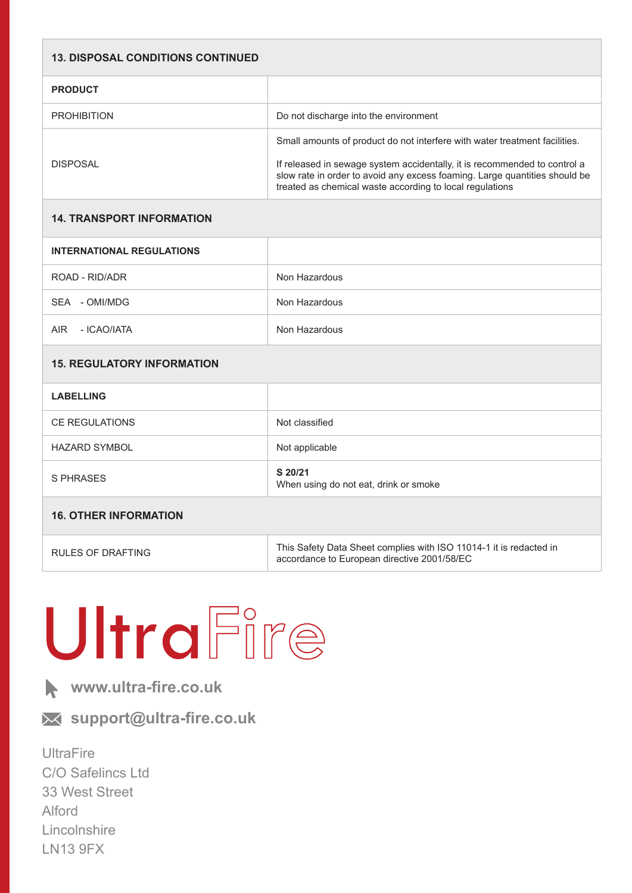| 13. DISPOSAL CONDITIONS CONTINUED | |
|---|---|
| **PRODUCT** | |
| PROHIBITION | Do not discharge into the environment |
| DISPOSAL | Small amounts of product do not interfere with water treatment facilities.<br><br>If released in sewage system accidentally, it is recommended to control a slow rate in order to avoid any excess foaming. Large quantities should be treated as chemical waste according to local regulations |

| 14. TRANSPORT INFORMATION | |
|---|---|
| **INTERNATIONAL REGULATIONS** | |
| ROAD - RID/ADR | Non Hazardous |
| SEA - OMI/MDG | Non Hazardous |
| AIR - ICAO/IATA | Non Hazardous |

| 15. REGULATORY INFORMATION | |
|---|---|
| **LABELLING** | |
| CE REGULATIONS | Not classified |
| HAZARD SYMBOL | Not applicable |
| S PHRASES | **S 20/21**<br>When using do not eat, drink or smoke |

| 16. OTHER INFORMATION | |
|---|---|
| RULES OF DRAFTING | This Safety Data Sheet complies with ISO 11014-1 it is redacted in accordance to European directive 2001/58/EC |

UltraFire

**www.ultra-fire.co.uk**

**support@ultra-fire.co.uk**

UltraFire
C/O Safelincs Ltd
33 West Street
Alford
Lincolnshire
LN13 9FX